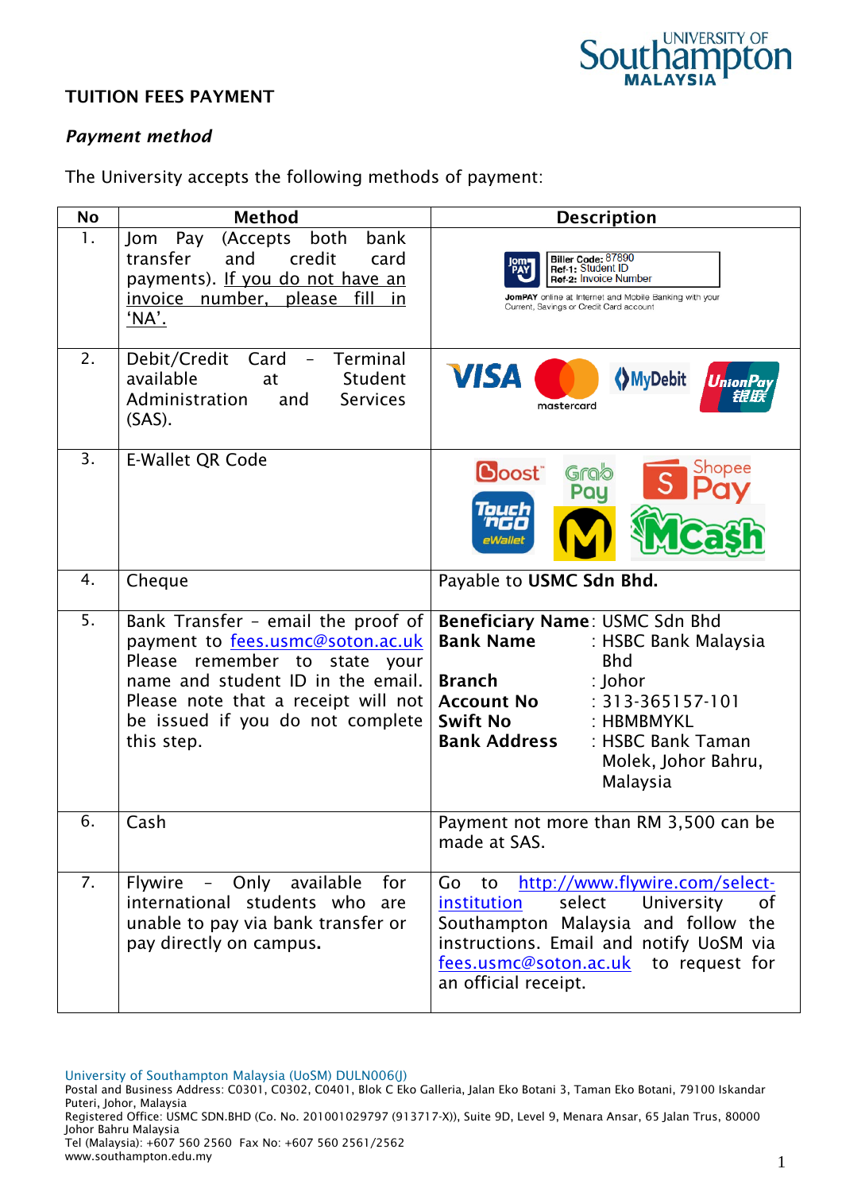## TUITION FEES PAYMENT

### *Payment method*

The University accepts the following methods of payment:

| No | Method | Description |
|---|---|---|
| 1. | Jom Pay (Accepts both bank transfer and credit card payments). <u>If you do not have an invoice number, please fill in 'NA'.</u> | Biller Code: 87890<br>Ref-1: Student ID<br>Ref-2: Invoice Number<br>JomPAY online at Internet and Mobile Banking with your Current, Savings or Credit Card account |
| 2. | Debit/Credit Card – Terminal available at Student Administration and Services (SAS). | VISA, mastercard, MyDebit, UnionPay |
| 3. | E-Wallet QR Code | Boost, GrabPay, ShopeePay, Touch 'n Go eWallet, M, MCash |
| 4. | Cheque | Payable to **USMC Sdn Bhd.** |
| 5. | Bank Transfer – email the proof of payment to fees.usmc@soton.ac.uk Please remember to state your name and student ID in the email. Please note that a receipt will not be issued if you do not complete this step. | **Beneficiary Name**: USMC Sdn Bhd<br>**Bank Name** : HSBC Bank Malaysia Bhd<br>**Branch** : Johor<br>**Account No** : 313-365157-101<br>**Swift No** : HBMBMYKL<br>**Bank Address** : HSBC Bank Taman Molek, Johor Bahru, Malaysia |
| 6. | Cash | Payment not more than RM 3,500 can be made at SAS. |
| 7. | Flywire – Only available for international students who are unable to pay via bank transfer or pay directly on campus**.** | Go to http://www.flywire.com/select-institution select University of Southampton Malaysia and follow the instructions. Email and notify UoSM via fees.usmc@soton.ac.uk to request for an official receipt. |

University of Southampton Malaysia (UoSM) DULN006(J)
Postal and Business Address: C0301, C0302, C0401, Blok C Eko Galleria, Jalan Eko Botani 3, Taman Eko Botani, 79100 Iskandar Puteri, Johor, Malaysia
Registered Office: USMC SDN.BHD (Co. No. 201001029797 (913717-X)), Suite 9D, Level 9, Menara Ansar, 65 Jalan Trus, 80000 Johor Bahru Malaysia
Tel (Malaysia): +607 560 2560 Fax No: +607 560 2561/2562
www.southampton.edu.my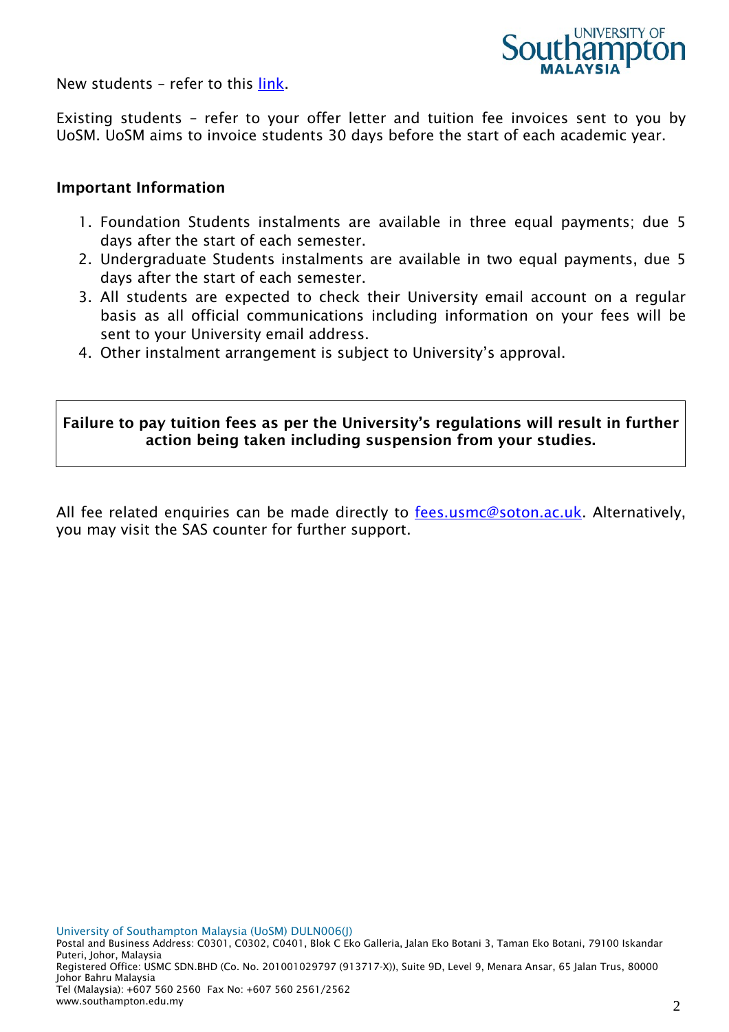New students – refer to this [link](#).

Existing students – refer to your offer letter and tuition fee invoices sent to you by UoSM. UoSM aims to invoice students 30 days before the start of each academic year.

**Important Information**

1. Foundation Students instalments are available in three equal payments; due 5 days after the start of each semester.
2. Undergraduate Students instalments are available in two equal payments, due 5 days after the start of each semester.
3. All students are expected to check their University email account on a regular basis as all official communications including information on your fees will be sent to your University email address.
4. Other instalment arrangement is subject to University's approval.

**Failure to pay tuition fees as per the University's regulations will result in further action being taken including suspension from your studies.**

All fee related enquiries can be made directly to [fees.usmc@soton.ac.uk](mailto:fees.usmc@soton.ac.uk). Alternatively, you may visit the SAS counter for further support.

University of Southampton Malaysia (UoSM) DULN006(J)
Postal and Business Address: C0301, C0302, C0401, Blok C Eko Galleria, Jalan Eko Botani 3, Taman Eko Botani, 79100 Iskandar Puteri, Johor, Malaysia
Registered Office: USMC SDN.BHD (Co. No. 201001029797 (913717-X)), Suite 9D, Level 9, Menara Ansar, 65 Jalan Trus, 80000 Johor Bahru Malaysia
Tel (Malaysia): +607 560 2560 Fax No: +607 560 2561/2562
www.southampton.edu.my